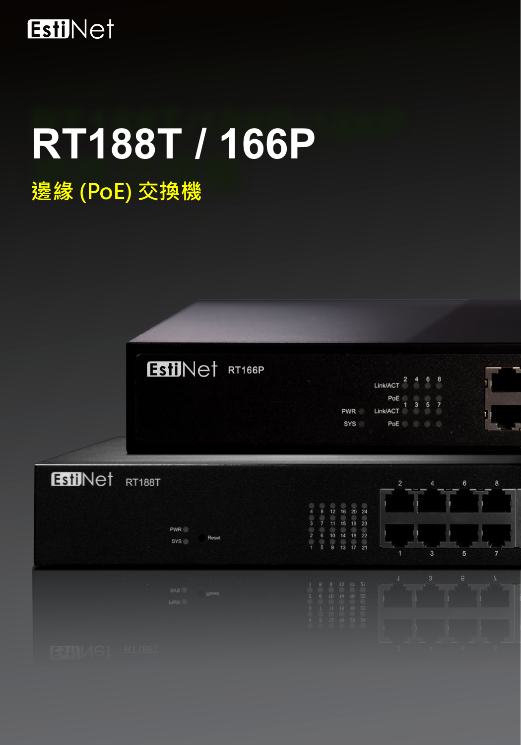EstiNet

# RT188T / 166P

## 邊緣 (PoE) 交換機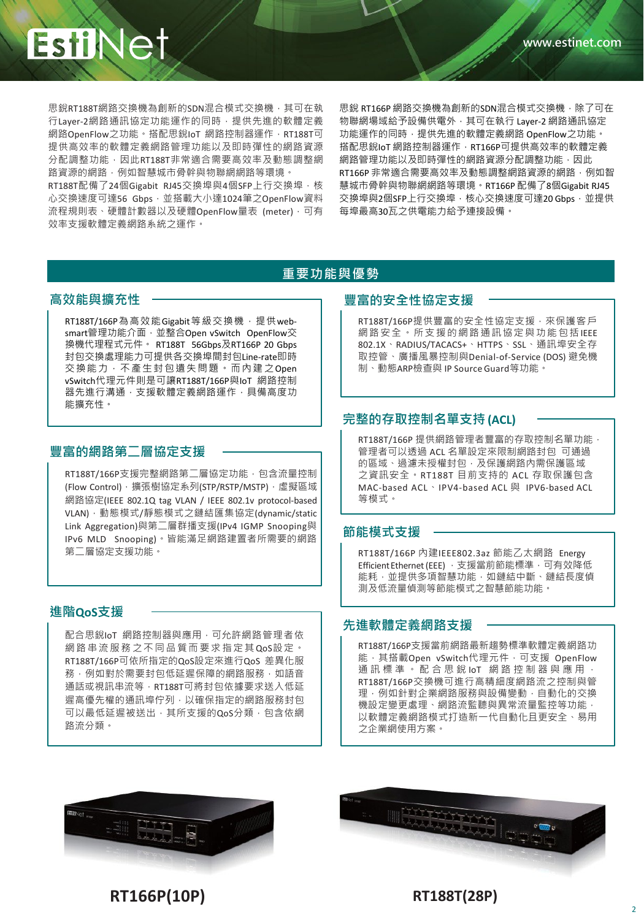思銳RT188T網路交換機為創新的SDN混合模式交換機，其可在執行Layer-2網路通訊協定功能運作的同時，提供先進的軟體定義網路OpenFlow之功能。搭配思銳IoT 網路控制器運作，RT188T可提供高效率的軟體定義網路管理功能以及即時彈性的網路資源分配調整功能，因此RT188T非常適合需要高效率及動態調整網路資源的網路，例如智慧城市骨幹與物聯網網路等環境。

RT188T配備了24個Gigabit RJ45交換埠與4個SFP上行交換埠，核心交換速度可達56 Gbps，並搭載大小達1024筆之OpenFlow資料流程規則表、硬體計數器以及硬體OpenFlow量表 (meter)，可有效率支援軟體定義網路系統之運作。

思銳 RT166P 網路交換機為創新的SDN混合模式交換機，除了可在物聯網場域給予設備供電外，其可在執行 Layer-2 網路通訊協定功能運作的同時，提供先進的軟體定義網路 OpenFlow之功能。搭配思銳IoT 網路控制器運作，RT166P可提供高效率的軟體定義網路管理功能以及即時彈性的網路資源分配調整功能，因此RT166P 非常適合需要高效率及動態調整網路資源的網路，例如智慧城市骨幹與物聯網網路等環境。RT166P 配備了8個Gigabit RJ45交換埠與2個SFP上行交換埠，核心交換速度可達20 Gbps，並提供每埠最高30瓦之供電能力給予連接設備。

## 重要功能與優勢

### 高效能與擴充性

RT188T/166P為高效能Gigabit等級交換機，提供web-smart管理功能介面，並整合Open vSwitch OpenFlow交換機代理程式元件。RT188T 56Gbps及RT166P 20 Gbps封包交換處理能力可提供各交換埠間封包Line-rate即時交換能力，不產生封包遺失問題。而內建之Open vSwitch代理元件則是可讓RT188T/166P與IoT 網路控制器先進行溝通，支援軟體定義網路運作，具備高度功能擴充性。

### 豐富的網路第二層協定支援

RT188T/166P支援完整網路第二層協定功能，包含流量控制(Flow Control)，擴張樹協定系列(STP/RSTP/MSTP)，虛擬區域網路協定(IEEE 802.1Q tag VLAN / IEEE 802.1v protocol-based VLAN)，動態模式/靜態模式之鏈結匯集協定(dynamic/static Link Aggregation)與第二層群播支援(IPv4 IGMP Snooping與IPv6 MLD Snooping)。皆能滿足網路建置者所需要的網路第二層協定支援功能。

### 進階QoS支援

配合思銳IoT 網路控制器與應用，可允許網路管理者依網路串流服務之不同品質而要求指定其QoS設定。RT188T/166P可依所指定的QoS設定來進行QoS 差異化服務，例如對於需要封包低延遲保障的網路服務，如語音通話或視訊串流等，RT188T可將封包依據要求送入低延遲高優先權的通訊埠佇列，以確保指定的網路服務封包可以最低延遲被送出，其所支援的QoS分類，包含依網路流分類。

### 豐富的安全性協定支援

RT188T/166P提供豐富的安全性協定支援，來保護客戶網路安全。所支援的網路通訊協定與功能包括 IEEE 802.1X、RADIUS/TACACS+、HTTPS、SSL、通訊埠安全存取控管、廣播風暴控制與Denial-of-Service (DOS) 避免機制、動態ARP檢查與 IP Source Guard等功能。

### 完整的存取控制名單支持 (ACL)

RT188T/166P 提供網路管理者豐富的存取控制名單功能，管理者可以透過 ACL 名單設定來限制網路封包 可通過的區域、過濾未授權封包，及保護網路內需保護區域之資訊安全。RT188T 目前支持的 ACL 存取保護包含 MAC-based ACL、IPV4-based ACL 與 IPV6-based ACL 等模式。

### 節能模式支援

RT188T/166P 內建IEEE802.3az 節能乙太網路 Energy Efficient Ethernet (EEE)，支援當前節能標準，可有效降低能耗，並提供多項智慧功能，如鏈結中斷、鏈結長度偵測及低流量偵測等節能模式之智慧節能功能。

### 先進軟體定義網路支援

RT188T/166P支援當前網路最新趨勢標準軟體定義網路功能，其搭載Open vSwitch代理元件，可支援 OpenFlow通訊標準。配合思銳 IoT 網路控制器與應用，RT188T/166P交換機可進行高精細度網路流之控制與管理，例如針對企業網路服務與設備變動，自動化的交換機設定變更處理、網路流監聽與異常流量監控等功能，以軟體定義網路模式打造新一代自動化且更安全、易用之企業網使用方案。

RT166P(10P)

RT188T(28P)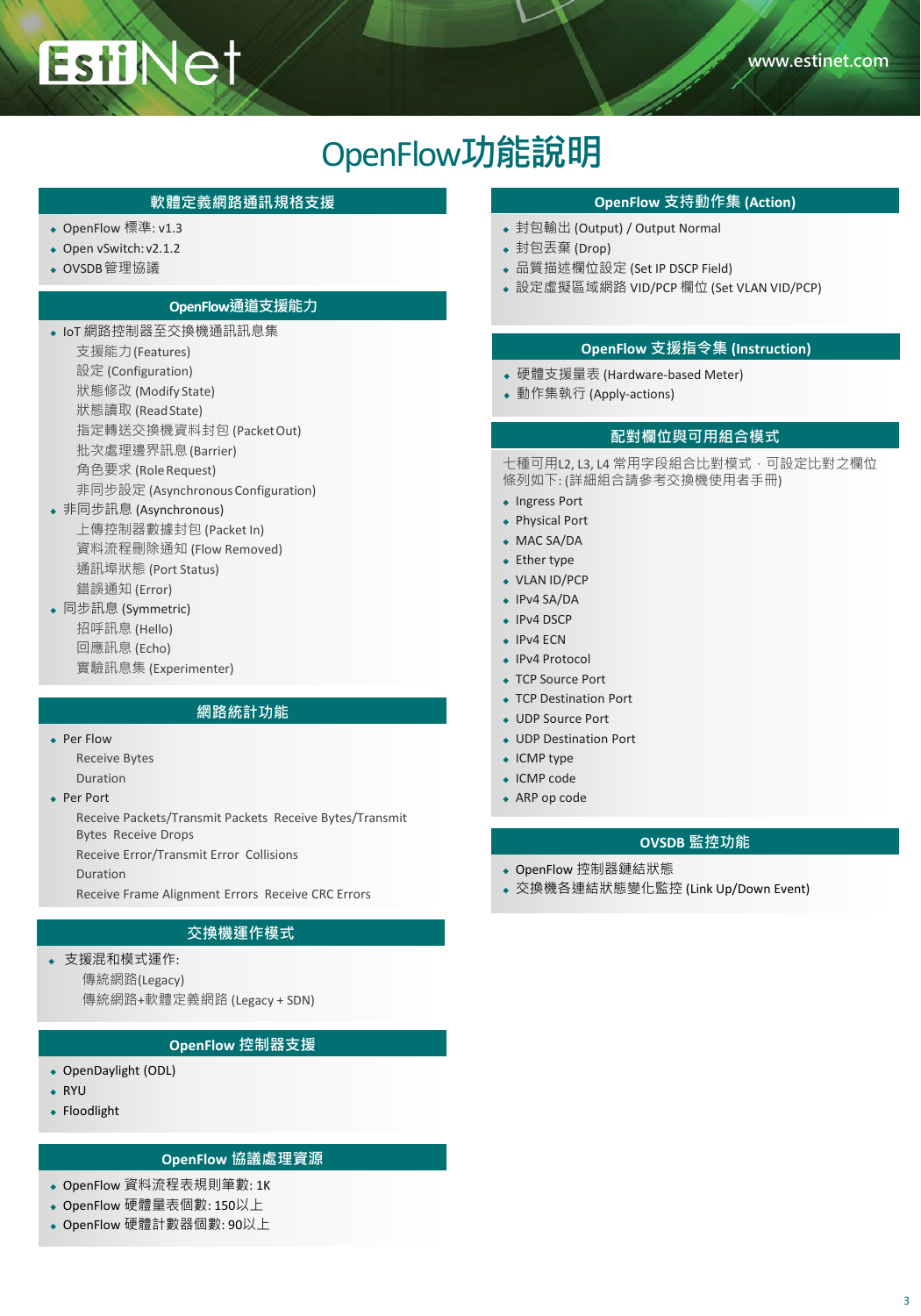# OpenFlow功能說明

## 軟體定義網路通訊規格支援

- OpenFlow 標準: v1.3
- Open vSwitch: v2.1.2
- OVSDB 管理協議

## OpenFlow通道支援能力

- IoT 網路控制器至交換機通訊訊息集
  - 支援能力 (Features)
  - 設定 (Configuration)
  - 狀態修改 (Modify State)
  - 狀態讀取 (Read State)
  - 指定轉送交換機資料封包 (Packet Out)
  - 批次處理邊界訊息 (Barrier)
  - 角色要求 (Role Request)
  - 非同步設定 (Asynchronous Configuration)
- 非同步訊息 (Asynchronous)
  - 上傳控制器數據封包 (Packet In)
  - 資料流程刪除通知 (Flow Removed)
  - 通訊埠狀態 (Port Status)
  - 錯誤通知 (Error)
- 同步訊息 (Symmetric)
  - 招呼訊息 (Hello)
  - 回應訊息 (Echo)
  - 實驗訊息集 (Experimenter)

## 網路統計功能

- Per Flow
  - Receive Bytes
  - Duration
- Per Port
  - Receive Packets/Transmit Packets Receive Bytes/Transmit Bytes Receive Drops
  - Receive Error/Transmit Error Collisions
  - Duration
  - Receive Frame Alignment Errors Receive CRC Errors

## 交換機運作模式

- 支援混和模式運作:
  - 傳統網路(Legacy)
  - 傳統網路+軟體定義網路 (Legacy + SDN)

## OpenFlow 控制器支援

- OpenDaylight (ODL)
- RYU
- Floodlight

## OpenFlow 協議處理資源

- OpenFlow 資料流程表規則筆數: 1K
- OpenFlow 硬體量表個數: 150以上
- OpenFlow 硬體計數器個數: 90以上

## OpenFlow 支持動作集 (Action)

- 封包輸出 (Output) / Output Normal
- 封包丟棄 (Drop)
- 品質描述欄位設定 (Set IP DSCP Field)
- 設定虛擬區域網路 VID/PCP 欄位 (Set VLAN VID/PCP)

## OpenFlow 支援指令集 (Instruction)

- 硬體支援量表 (Hardware-based Meter)
- 動作集執行 (Apply-actions)

## 配對欄位與可用組合模式

七種可用L2, L3, L4 常用字段組合比對模式，可設定比對之欄位條列如下: (詳細組合請參考交換機使用者手冊)

- Ingress Port
- Physical Port
- MAC SA/DA
- Ether type
- VLAN ID/PCP
- IPv4 SA/DA
- IPv4 DSCP
- IPv4 ECN
- IPv4 Protocol
- TCP Source Port
- TCP Destination Port
- UDP Source Port
- UDP Destination Port
- ICMP type
- ICMP code
- ARP op code

## OVSDB 監控功能

- OpenFlow 控制器鏈結狀態
- 交換機各連結狀態變化監控 (Link Up/Down Event)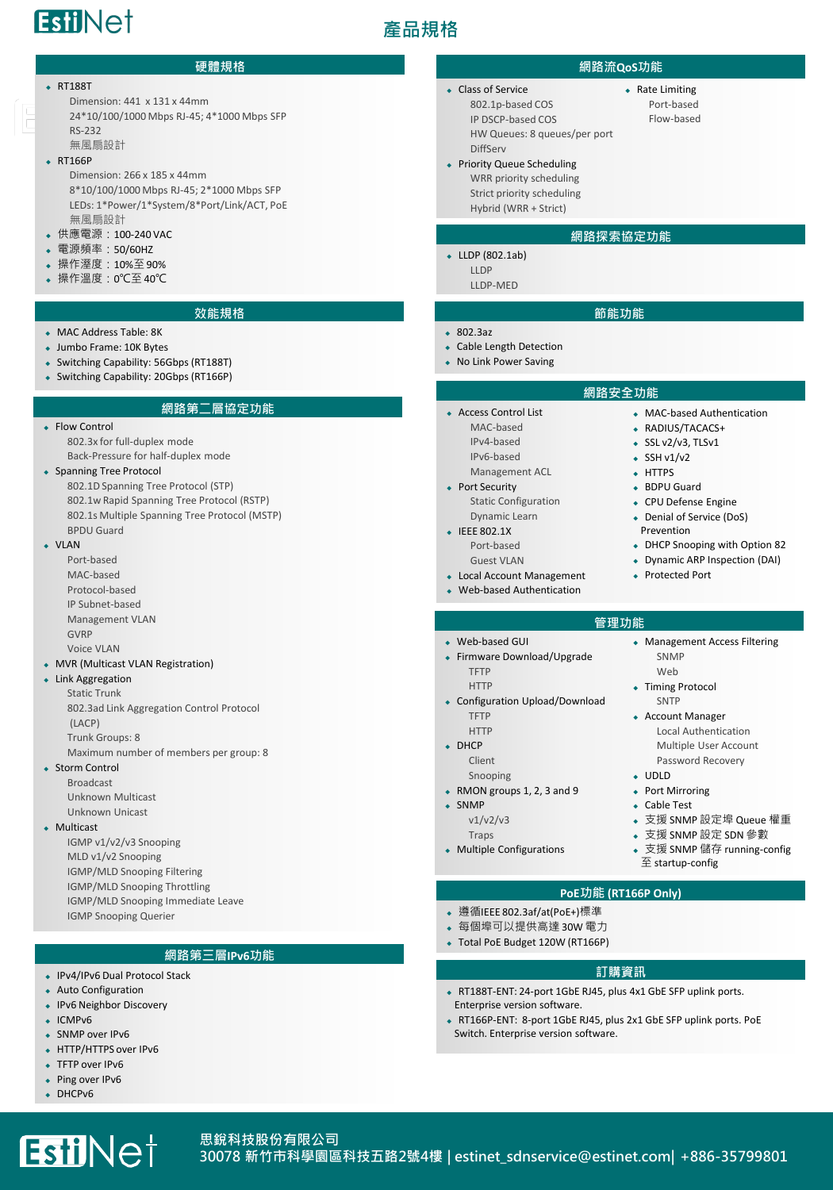# 產品規格

## 硬體規格

- RT188T
  - Dimension: 441 x 131 x 44mm
  - 24*10/100/1000 Mbps RJ-45; 4*1000 Mbps SFP
  - RS-232
  - 無風扇設計
- RT166P
  - Dimension: 266 x 185 x 44mm
  - 8*10/100/1000 Mbps RJ-45; 2*1000 Mbps SFP
  - LEDs: 1*Power/1*System/8*Port/Link/ACT, PoE
  - 無風扇設計
- 供應電源：100-240 VAC
- 電源頻率：50/60HZ
- 操作溼度：10%至 90%
- 操作溫度：0℃至 40℃

## 效能規格

- MAC Address Table: 8K
- Jumbo Frame: 10K Bytes
- Switching Capability: 56Gbps (RT188T)
- Switching Capability: 20Gbps (RT166P)

## 網路第二層協定功能

- Flow Control
  - 802.3x for full-duplex mode
  - Back-Pressure for half-duplex mode
- Spanning Tree Protocol
  - 802.1D Spanning Tree Protocol (STP)
  - 802.1w Rapid Spanning Tree Protocol (RSTP)
  - 802.1s Multiple Spanning Tree Protocol (MSTP)
  - BPDU Guard
- VLAN
  - Port-based
  - MAC-based
  - Protocol-based
  - IP Subnet-based
  - Management VLAN
  - GVRP
  - Voice VLAN
- MVR (Multicast VLAN Registration)
- Link Aggregation
  - Static Trunk
  - 802.3ad Link Aggregation Control Protocol (LACP)
  - Trunk Groups: 8
  - Maximum number of members per group: 8
- Storm Control
  - Broadcast
  - Unknown Multicast
  - Unknown Unicast
- Multicast
  - IGMP v1/v2/v3 Snooping
  - MLD v1/v2 Snooping
  - IGMP/MLD Snooping Filtering
  - IGMP/MLD Snooping Throttling
  - IGMP/MLD Snooping Immediate Leave
  - IGMP Snooping Querier

## 網路第三層IPv6功能

- IPv4/IPv6 Dual Protocol Stack
- Auto Configuration
- IPv6 Neighbor Discovery
- ICMPv6
- SNMP over IPv6
- HTTP/HTTPS over IPv6
- TFTP over IPv6
- Ping over IPv6
- DHCPv6

## 網路流QoS功能

- Class of Service
  - 802.1p-based COS
  - IP DSCP-based COS
  - HW Queues: 8 queues/per port
  - DiffServ
- Priority Queue Scheduling
  - WRR priority scheduling
  - Strict priority scheduling
  - Hybrid (WRR + Strict)
- Rate Limiting
  - Port-based
  - Flow-based

## 網路探索協定功能

- LLDP (802.1ab)
  - LLDP
  - LLDP-MED

## 節能功能

- 802.3az
- Cable Length Detection
- No Link Power Saving

## 網路安全功能

- Access Control List
  - MAC-based
  - IPv4-based
  - IPv6-based
  - Management ACL
- Port Security
  - Static Configuration
  - Dynamic Learn
- IEEE 802.1X
  - Port-based
  - Guest VLAN
- Local Account Management
- Web-based Authentication
- MAC-based Authentication
- RADIUS/TACACS+
- SSL v2/v3, TLSv1
- SSH v1/v2
- HTTPS
- BDPU Guard
- CPU Defense Engine
- Denial of Service (DoS) Prevention
- DHCP Snooping with Option 82
- Dynamic ARP Inspection (DAI)
- Protected Port

## 管理功能

- Web-based GUI
- Firmware Download/Upgrade
  - TFTP
  - HTTP
- Configuration Upload/Download
  - TFTP
  - HTTP
- DHCP
  - Client
  - Snooping
- RMON groups 1, 2, 3 and 9
- SNMP
  - v1/v2/v3
  - Traps
- Multiple Configurations
- Management Access Filtering
  - SNMP
  - Web
- Timing Protocol
  - SNTP
- Account Manager
  - Local Authentication
  - Multiple User Account
  - Password Recovery
- UDLD
- Port Mirroring
- Cable Test
- 支援 SNMP 設定埠 Queue 權重
- 支援 SNMP 設定 SDN 參數
- 支援 SNMP 儲存 running-config 至 startup-config

## PoE功能 (RT166P Only)

- 遵循IEEE 802.3af/at(PoE+)標準
- 每個埠可以提供高達 30W 電力
- Total PoE Budget 120W (RT166P)

## 訂購資訊

- RT188T-ENT: 24-port 1GbE RJ45, plus 4x1 GbE SFP uplink ports. Enterprise version software.
- RT166P-ENT: 8-port 1GbE RJ45, plus 2x1 GbE SFP uplink ports. PoE Switch. Enterprise version software.

思銳科技股份有限公司
30078 新竹市科學園區科技五路2號4樓 | estinet_sdnservice@estinet.com| +886-35799801